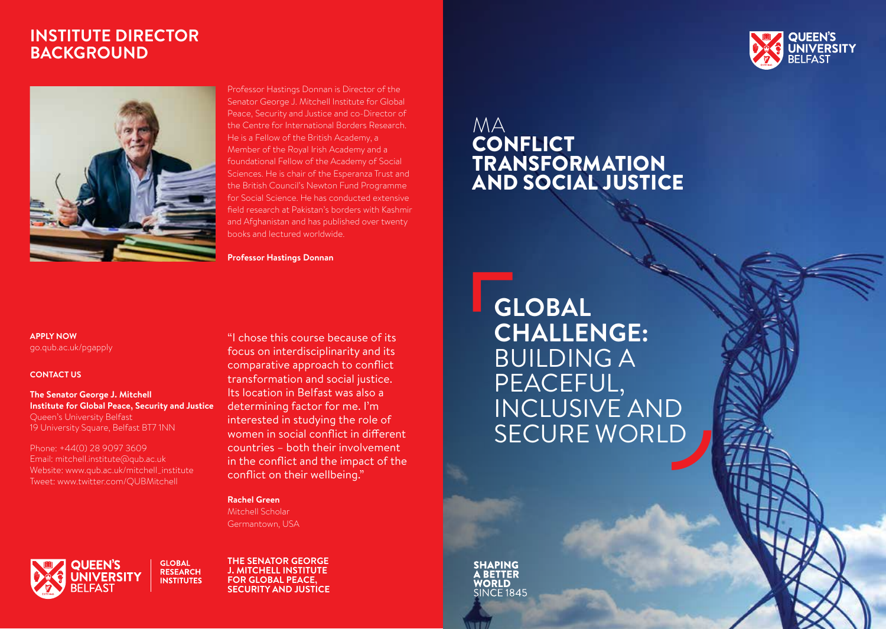## INSTITUTE DIRECTOR BACKGROUND

Professor Hastings Donnan is Director of the Senator George J. Mitchell Institute for Global Peace, Security and Justice and co-Director of the Centre for International Borders Research. He is a Fellow of the British Academy, a Member of the Royal Irish Academy and a foundational Fellow of the Academy of Social Sciences. He is chair of the Esperanza Trust and the British Council's Newton Fund Programme for Social Science. He has conducted extensive field research at Pakistan's borders with Kashmir and Afghanistan and has published over twenty books and lectured worldwide.

**Professor Hastings Donnan**

**APPLY NOW**
go.qub.ac.uk/pgapply

**CONTACT US**

**The Senator George J. Mitchell Institute for Global Peace, Security and Justice**
Queen's University Belfast
19 University Square, Belfast BT7 1NN

Phone: +44(0) 28 9097 3609
Email: mitchell.institute@qub.ac.uk
Website: www.qub.ac.uk/mitchell_institute
Tweet: www.twitter.com/QUBMitchell

"I chose this course because of its focus on interdisciplinarity and its comparative approach to conflict transformation and social justice. Its location in Belfast was also a determining factor for me. I'm interested in studying the role of women in social conflict in different countries – both their involvement in the conflict and the impact of the conflict on their wellbeing."

**Rachel Green**
Mitchell Scholar
Germantown, USA

QUEEN'S UNIVERSITY BELFAST | GLOBAL RESEARCH INSTITUTES

**THE SENATOR GEORGE J. MITCHELL INSTITUTE FOR GLOBAL PEACE, SECURITY AND JUSTICE**

QUEEN'S UNIVERSITY BELFAST

# MA CONFLICT TRANSFORMATION AND SOCIAL JUSTICE

## GLOBAL CHALLENGE: BUILDING A PEACEFUL, INCLUSIVE AND SECURE WORLD

**SHAPING A BETTER WORLD** SINCE 1845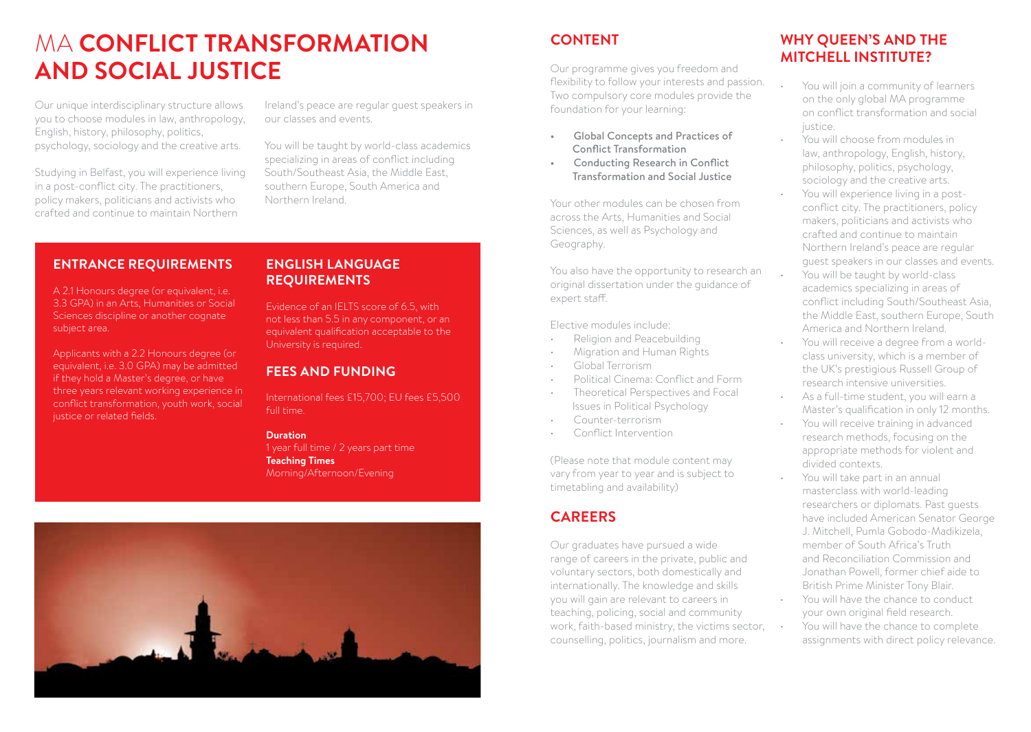# MA **CONFLICT TRANSFORMATION AND SOCIAL JUSTICE**

Our unique interdisciplinary structure allows you to choose modules in law, anthropology, English, history, philosophy, politics, psychology, sociology and the creative arts.

Studying in Belfast, you will experience living in a post-conflict city. The practitioners, policy makers, politicians and activists who crafted and continue to maintain Northern Ireland's peace are regular guest speakers in our classes and events.

You will be taught by world-class academics specializing in areas of conflict including South/Southeast Asia, the Middle East, southern Europe, South America and Northern Ireland.

## ENTRANCE REQUIREMENTS

A 2.1 Honours degree (or equivalent, i.e. 3.3 GPA) in an Arts, Humanities or Social Sciences discipline or another cognate subject area.

Applicants with a 2.2 Honours degree (or equivalent, i.e. 3.0 GPA) may be admitted if they hold a Master's degree, or have three years relevant working experience in conflict transformation, youth work, social justice or related fields.

## ENGLISH LANGUAGE REQUIREMENTS

Evidence of an IELTS score of 6.5, with not less than 5.5 in any component, or an equivalent qualification acceptable to the University is required.

## FEES AND FUNDING

International fees £15,700; EU fees £5,500 full time.

**Duration**
1 year full time / 2 years part time
**Teaching Times**
Morning/Afternoon/Evening

## CONTENT

Our programme gives you freedom and flexibility to follow your interests and passion. Two compulsory core modules provide the foundation for your learning:

- Global Concepts and Practices of Conflict Transformation
- Conducting Research in Conflict Transformation and Social Justice

Your other modules can be chosen from across the Arts, Humanities and Social Sciences, as well as Psychology and Geography.

You also have the opportunity to research an original dissertation under the guidance of expert staff.

Elective modules include:

- Religion and Peacebuilding
- Migration and Human Rights
- Global Terrorism
- Political Cinema: Conflict and Form
- Theoretical Perspectives and Focal Issues in Political Psychology
- Counter-terrorism
- Conflict Intervention

(Please note that module content may vary from year to year and is subject to timetabling and availability)

## CAREERS

Our graduates have pursued a wide range of careers in the private, public and voluntary sectors, both domestically and internationally. The knowledge and skills you will gain are relevant to careers in teaching, policing, social and community work, faith-based ministry, the victims sector, counselling, politics, journalism and more.

## WHY QUEEN'S AND THE MITCHELL INSTITUTE?

- You will join a community of learners on the only global MA programme on conflict transformation and social justice.
- You will choose from modules in law, anthropology, English, history, philosophy, politics, psychology, sociology and the creative arts.
- You will experience living in a post-conflict city. The practitioners, policy makers, politicians and activists who crafted and continue to maintain Northern Ireland's peace are regular guest speakers in our classes and events.
- You will be taught by world-class academics specializing in areas of conflict including South/Southeast Asia, the Middle East, southern Europe, South America and Northern Ireland.
- You will receive a degree from a world-class university, which is a member of the UK's prestigious Russell Group of research intensive universities.
- As a full-time student, you will earn a Master's qualification in only 12 months.
- You will receive training in advanced research methods, focusing on the appropriate methods for violent and divided contexts.
- You will take part in an annual masterclass with world-leading researchers or diplomats. Past guests have included American Senator George J. Mitchell, Pumla Gobodo-Madikizela, member of South Africa's Truth and Reconciliation Commission and Jonathan Powell, former chief aide to British Prime Minister Tony Blair.
- You will have the chance to conduct your own original field research.
- You will have the chance to complete assignments with direct policy relevance.